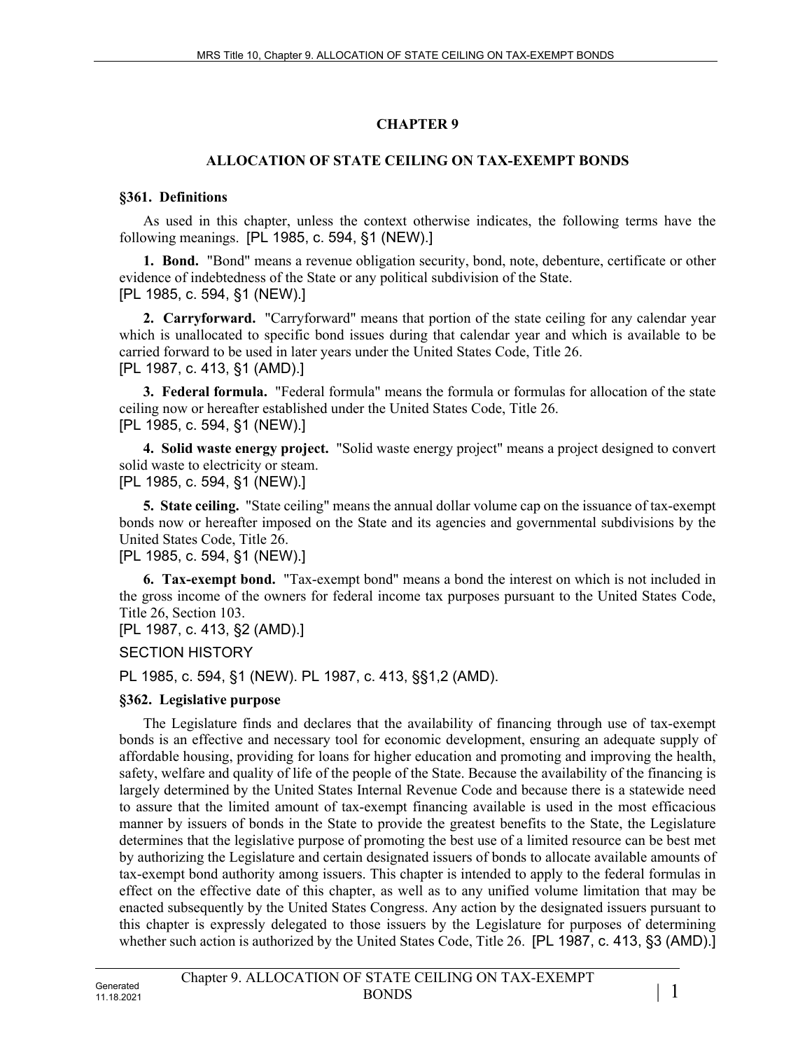# CHAPTER 9

## ALLOCATION OF STATE CEILING ON TAX-EXEMPT BONDS

### §361. Definitions

As used in this chapter, unless the context otherwise indicates, the following terms have the following meanings. [PL 1985, c. 594, §1 (NEW).]

**1. Bond.** "Bond" means a revenue obligation security, bond, note, debenture, certificate or other evidence of indebtedness of the State or any political subdivision of the State.
[PL 1985, c. 594, §1 (NEW).]

**2. Carryforward.** "Carryforward" means that portion of the state ceiling for any calendar year which is unallocated to specific bond issues during that calendar year and which is available to be carried forward to be used in later years under the United States Code, Title 26.
[PL 1987, c. 413, §1 (AMD).]

**3. Federal formula.** "Federal formula" means the formula or formulas for allocation of the state ceiling now or hereafter established under the United States Code, Title 26.
[PL 1985, c. 594, §1 (NEW).]

**4. Solid waste energy project.** "Solid waste energy project" means a project designed to convert solid waste to electricity or steam.
[PL 1985, c. 594, §1 (NEW).]

**5. State ceiling.** "State ceiling" means the annual dollar volume cap on the issuance of tax-exempt bonds now or hereafter imposed on the State and its agencies and governmental subdivisions by the United States Code, Title 26.
[PL 1985, c. 594, §1 (NEW).]

**6. Tax-exempt bond.** "Tax-exempt bond" means a bond the interest on which is not included in the gross income of the owners for federal income tax purposes pursuant to the United States Code, Title 26, Section 103.
[PL 1987, c. 413, §2 (AMD).]

SECTION HISTORY

PL 1985, c. 594, §1 (NEW). PL 1987, c. 413, §§1,2 (AMD).

### §362. Legislative purpose

The Legislature finds and declares that the availability of financing through use of tax-exempt bonds is an effective and necessary tool for economic development, ensuring an adequate supply of affordable housing, providing for loans for higher education and promoting and improving the health, safety, welfare and quality of life of the people of the State. Because the availability of the financing is largely determined by the United States Internal Revenue Code and because there is a statewide need to assure that the limited amount of tax-exempt financing available is used in the most efficacious manner by issuers of bonds in the State to provide the greatest benefits to the State, the Legislature determines that the legislative purpose of promoting the best use of a limited resource can be best met by authorizing the Legislature and certain designated issuers of bonds to allocate available amounts of tax-exempt bond authority among issuers. This chapter is intended to apply to the federal formulas in effect on the effective date of this chapter, as well as to any unified volume limitation that may be enacted subsequently by the United States Congress. Any action by the designated issuers pursuant to this chapter is expressly delegated to those issuers by the Legislature for purposes of determining whether such action is authorized by the United States Code, Title 26. [PL 1987, c. 413, §3 (AMD).]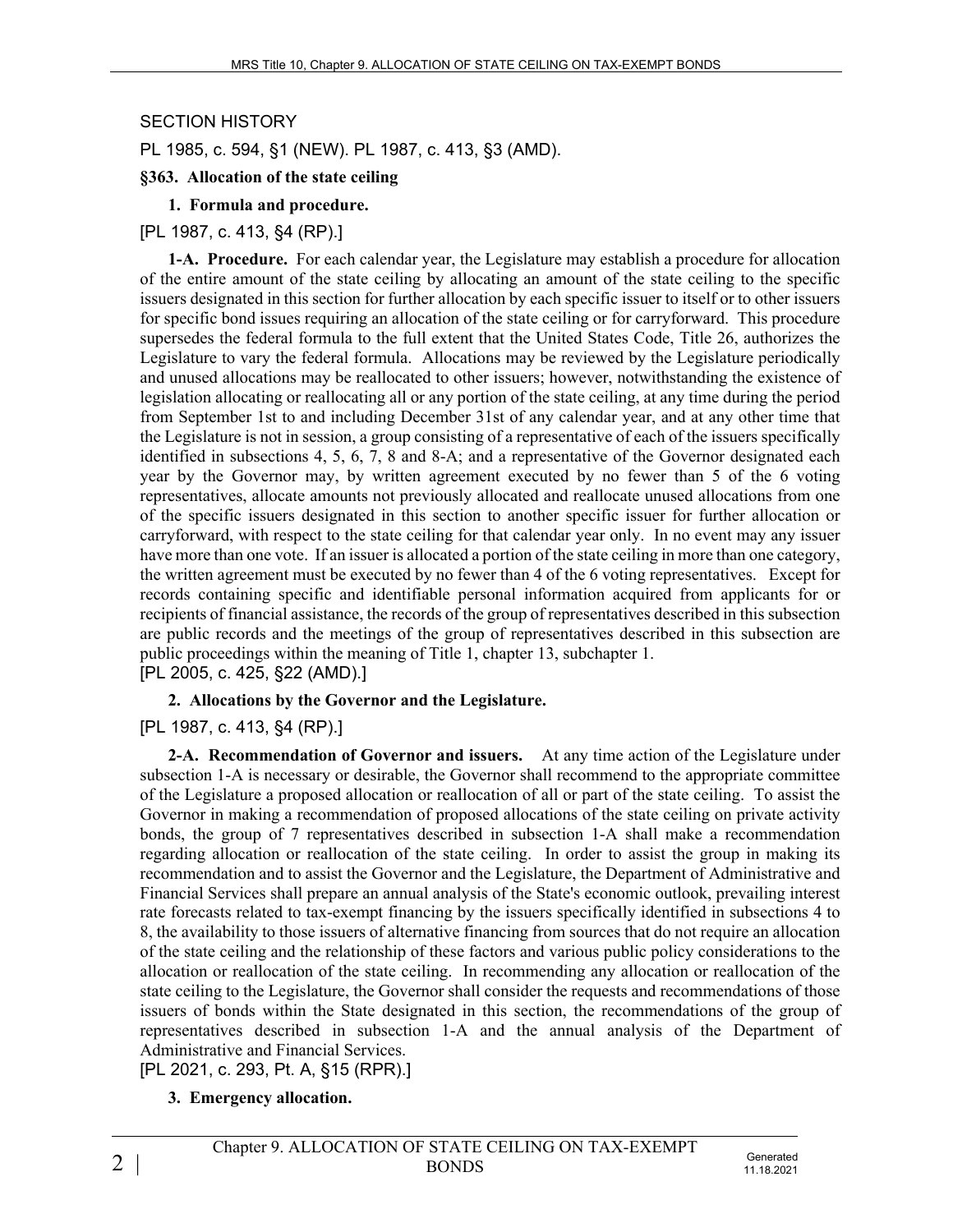SECTION HISTORY

PL 1985, c. 594, §1 (NEW). PL 1987, c. 413, §3 (AMD).

**§363. Allocation of the state ceiling**

**1. Formula and procedure.**

[PL 1987, c. 413, §4 (RP).]

**1-A. Procedure.** For each calendar year, the Legislature may establish a procedure for allocation of the entire amount of the state ceiling by allocating an amount of the state ceiling to the specific issuers designated in this section for further allocation by each specific issuer to itself or to other issuers for specific bond issues requiring an allocation of the state ceiling or for carryforward. This procedure supersedes the federal formula to the full extent that the United States Code, Title 26, authorizes the Legislature to vary the federal formula. Allocations may be reviewed by the Legislature periodically and unused allocations may be reallocated to other issuers; however, notwithstanding the existence of legislation allocating or reallocating all or any portion of the state ceiling, at any time during the period from September 1st to and including December 31st of any calendar year, and at any other time that the Legislature is not in session, a group consisting of a representative of each of the issuers specifically identified in subsections 4, 5, 6, 7, 8 and 8-A; and a representative of the Governor designated each year by the Governor may, by written agreement executed by no fewer than 5 of the 6 voting representatives, allocate amounts not previously allocated and reallocate unused allocations from one of the specific issuers designated in this section to another specific issuer for further allocation or carryforward, with respect to the state ceiling for that calendar year only. In no event may any issuer have more than one vote. If an issuer is allocated a portion of the state ceiling in more than one category, the written agreement must be executed by no fewer than 4 of the 6 voting representatives. Except for records containing specific and identifiable personal information acquired from applicants for or recipients of financial assistance, the records of the group of representatives described in this subsection are public records and the meetings of the group of representatives described in this subsection are public proceedings within the meaning of Title 1, chapter 13, subchapter 1.

[PL 2005, c. 425, §22 (AMD).]

**2. Allocations by the Governor and the Legislature.**

[PL 1987, c. 413, §4 (RP).]

**2-A. Recommendation of Governor and issuers.** At any time action of the Legislature under subsection 1-A is necessary or desirable, the Governor shall recommend to the appropriate committee of the Legislature a proposed allocation or reallocation of all or part of the state ceiling. To assist the Governor in making a recommendation of proposed allocations of the state ceiling on private activity bonds, the group of 7 representatives described in subsection 1-A shall make a recommendation regarding allocation or reallocation of the state ceiling. In order to assist the group in making its recommendation and to assist the Governor and the Legislature, the Department of Administrative and Financial Services shall prepare an annual analysis of the State's economic outlook, prevailing interest rate forecasts related to tax-exempt financing by the issuers specifically identified in subsections 4 to 8, the availability to those issuers of alternative financing from sources that do not require an allocation of the state ceiling and the relationship of these factors and various public policy considerations to the allocation or reallocation of the state ceiling. In recommending any allocation or reallocation of the state ceiling to the Legislature, the Governor shall consider the requests and recommendations of those issuers of bonds within the State designated in this section, the recommendations of the group of representatives described in subsection 1-A and the annual analysis of the Department of Administrative and Financial Services.

[PL 2021, c. 293, Pt. A, §15 (RPR).]

**3. Emergency allocation.**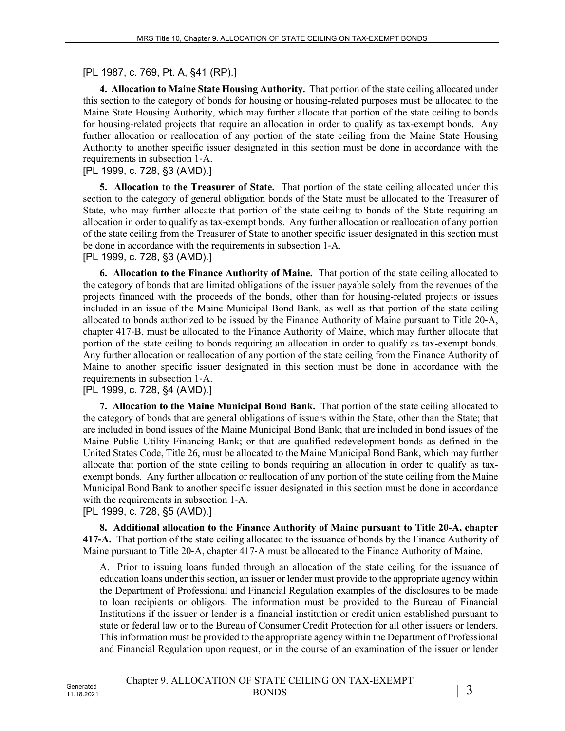[PL 1987, c. 769, Pt. A, §41 (RP).]

**4. Allocation to Maine State Housing Authority.** That portion of the state ceiling allocated under this section to the category of bonds for housing or housing-related purposes must be allocated to the Maine State Housing Authority, which may further allocate that portion of the state ceiling to bonds for housing-related projects that require an allocation in order to qualify as tax-exempt bonds. Any further allocation or reallocation of any portion of the state ceiling from the Maine State Housing Authority to another specific issuer designated in this section must be done in accordance with the requirements in subsection 1-A.

[PL 1999, c. 728, §3 (AMD).]

**5. Allocation to the Treasurer of State.** That portion of the state ceiling allocated under this section to the category of general obligation bonds of the State must be allocated to the Treasurer of State, who may further allocate that portion of the state ceiling to bonds of the State requiring an allocation in order to qualify as tax-exempt bonds. Any further allocation or reallocation of any portion of the state ceiling from the Treasurer of State to another specific issuer designated in this section must be done in accordance with the requirements in subsection 1-A.

[PL 1999, c. 728, §3 (AMD).]

**6. Allocation to the Finance Authority of Maine.** That portion of the state ceiling allocated to the category of bonds that are limited obligations of the issuer payable solely from the revenues of the projects financed with the proceeds of the bonds, other than for housing-related projects or issues included in an issue of the Maine Municipal Bond Bank, as well as that portion of the state ceiling allocated to bonds authorized to be issued by the Finance Authority of Maine pursuant to Title 20-A, chapter 417-B, must be allocated to the Finance Authority of Maine, which may further allocate that portion of the state ceiling to bonds requiring an allocation in order to qualify as tax-exempt bonds. Any further allocation or reallocation of any portion of the state ceiling from the Finance Authority of Maine to another specific issuer designated in this section must be done in accordance with the requirements in subsection 1-A.

[PL 1999, c. 728, §4 (AMD).]

**7. Allocation to the Maine Municipal Bond Bank.** That portion of the state ceiling allocated to the category of bonds that are general obligations of issuers within the State, other than the State; that are included in bond issues of the Maine Municipal Bond Bank; that are included in bond issues of the Maine Public Utility Financing Bank; or that are qualified redevelopment bonds as defined in the United States Code, Title 26, must be allocated to the Maine Municipal Bond Bank, which may further allocate that portion of the state ceiling to bonds requiring an allocation in order to qualify as tax-exempt bonds. Any further allocation or reallocation of any portion of the state ceiling from the Maine Municipal Bond Bank to another specific issuer designated in this section must be done in accordance with the requirements in subsection 1-A.

[PL 1999, c. 728, §5 (AMD).]

**8. Additional allocation to the Finance Authority of Maine pursuant to Title 20-A, chapter 417-A.** That portion of the state ceiling allocated to the issuance of bonds by the Finance Authority of Maine pursuant to Title 20-A, chapter 417-A must be allocated to the Finance Authority of Maine.

A. Prior to issuing loans funded through an allocation of the state ceiling for the issuance of education loans under this section, an issuer or lender must provide to the appropriate agency within the Department of Professional and Financial Regulation examples of the disclosures to be made to loan recipients or obligors. The information must be provided to the Bureau of Financial Institutions if the issuer or lender is a financial institution or credit union established pursuant to state or federal law or to the Bureau of Consumer Credit Protection for all other issuers or lenders. This information must be provided to the appropriate agency within the Department of Professional and Financial Regulation upon request, or in the course of an examination of the issuer or lender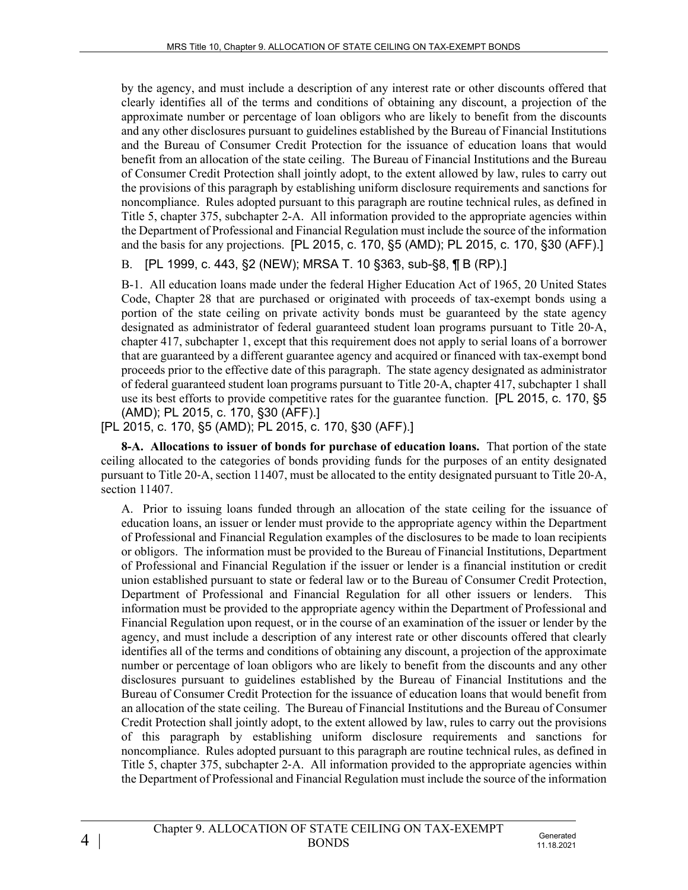by the agency, and must include a description of any interest rate or other discounts offered that clearly identifies all of the terms and conditions of obtaining any discount, a projection of the approximate number or percentage of loan obligors who are likely to benefit from the discounts and any other disclosures pursuant to guidelines established by the Bureau of Financial Institutions and the Bureau of Consumer Credit Protection for the issuance of education loans that would benefit from an allocation of the state ceiling. The Bureau of Financial Institutions and the Bureau of Consumer Credit Protection shall jointly adopt, to the extent allowed by law, rules to carry out the provisions of this paragraph by establishing uniform disclosure requirements and sanctions for noncompliance. Rules adopted pursuant to this paragraph are routine technical rules, as defined in Title 5, chapter 375, subchapter 2-A. All information provided to the appropriate agencies within the Department of Professional and Financial Regulation must include the source of the information and the basis for any projections. [PL 2015, c. 170, §5 (AMD); PL 2015, c. 170, §30 (AFF).]

B. [PL 1999, c. 443, §2 (NEW); MRSA T. 10 §363, sub-§8, ¶ B (RP).]

B-1. All education loans made under the federal Higher Education Act of 1965, 20 United States Code, Chapter 28 that are purchased or originated with proceeds of tax-exempt bonds using a portion of the state ceiling on private activity bonds must be guaranteed by the state agency designated as administrator of federal guaranteed student loan programs pursuant to Title 20-A, chapter 417, subchapter 1, except that this requirement does not apply to serial loans of a borrower that are guaranteed by a different guarantee agency and acquired or financed with tax-exempt bond proceeds prior to the effective date of this paragraph. The state agency designated as administrator of federal guaranteed student loan programs pursuant to Title 20-A, chapter 417, subchapter 1 shall use its best efforts to provide competitive rates for the guarantee function. [PL 2015, c. 170, §5 (AMD); PL 2015, c. 170, §30 (AFF).]

[PL 2015, c. 170, §5 (AMD); PL 2015, c. 170, §30 (AFF).]

**8-A. Allocations to issuer of bonds for purchase of education loans.** That portion of the state ceiling allocated to the categories of bonds providing funds for the purposes of an entity designated pursuant to Title 20-A, section 11407, must be allocated to the entity designated pursuant to Title 20-A, section 11407.

A. Prior to issuing loans funded through an allocation of the state ceiling for the issuance of education loans, an issuer or lender must provide to the appropriate agency within the Department of Professional and Financial Regulation examples of the disclosures to be made to loan recipients or obligors. The information must be provided to the Bureau of Financial Institutions, Department of Professional and Financial Regulation if the issuer or lender is a financial institution or credit union established pursuant to state or federal law or to the Bureau of Consumer Credit Protection, Department of Professional and Financial Regulation for all other issuers or lenders. This information must be provided to the appropriate agency within the Department of Professional and Financial Regulation upon request, or in the course of an examination of the issuer or lender by the agency, and must include a description of any interest rate or other discounts offered that clearly identifies all of the terms and conditions of obtaining any discount, a projection of the approximate number or percentage of loan obligors who are likely to benefit from the discounts and any other disclosures pursuant to guidelines established by the Bureau of Financial Institutions and the Bureau of Consumer Credit Protection for the issuance of education loans that would benefit from an allocation of the state ceiling. The Bureau of Financial Institutions and the Bureau of Consumer Credit Protection shall jointly adopt, to the extent allowed by law, rules to carry out the provisions of this paragraph by establishing uniform disclosure requirements and sanctions for noncompliance. Rules adopted pursuant to this paragraph are routine technical rules, as defined in Title 5, chapter 375, subchapter 2-A. All information provided to the appropriate agencies within the Department of Professional and Financial Regulation must include the source of the information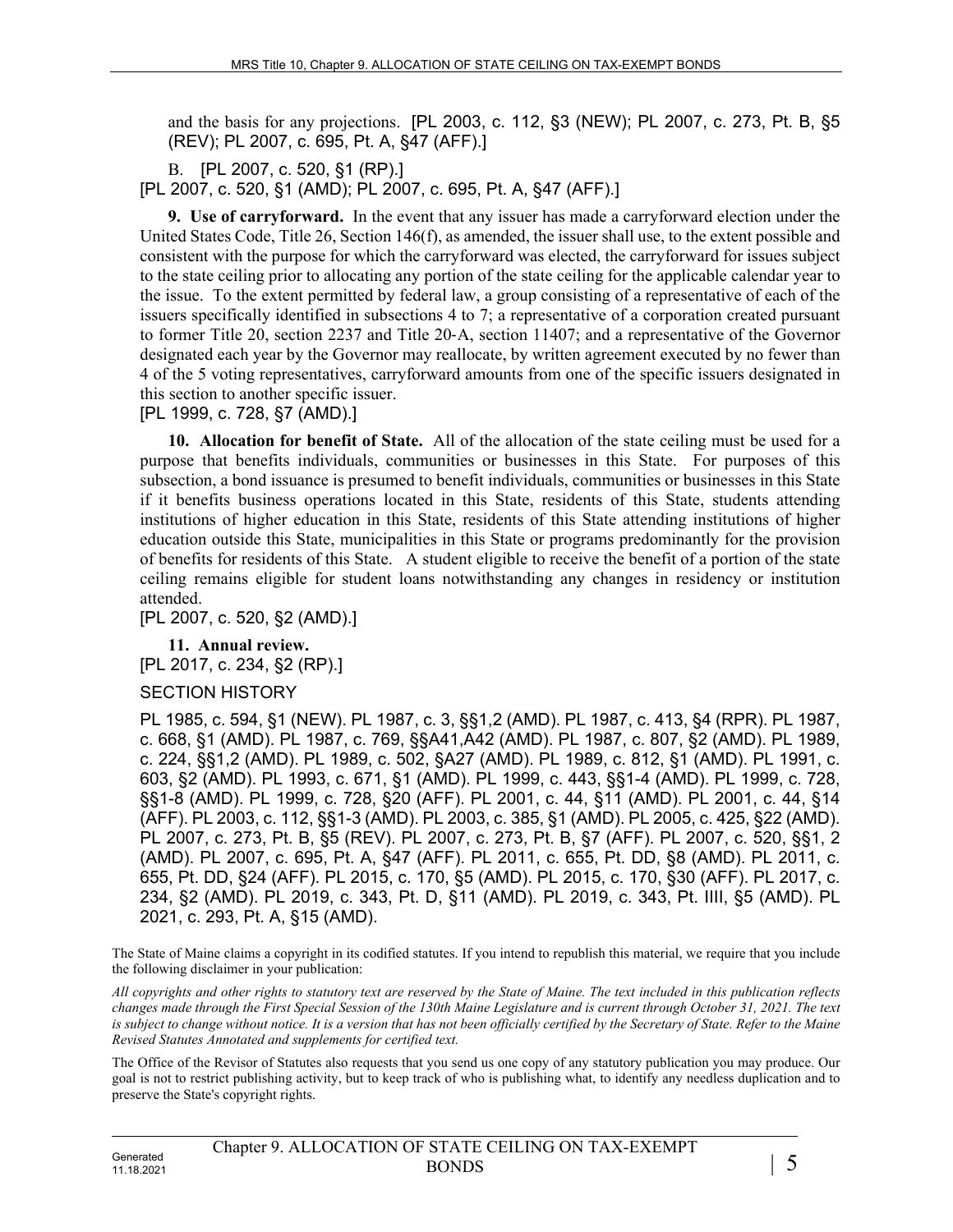and the basis for any projections. [PL 2003, c. 112, §3 (NEW); PL 2007, c. 273, Pt. B, §5 (REV); PL 2007, c. 695, Pt. A, §47 (AFF).]

B. [PL 2007, c. 520, §1 (RP).]

[PL 2007, c. 520, §1 (AMD); PL 2007, c. 695, Pt. A, §47 (AFF).]

**9. Use of carryforward.** In the event that any issuer has made a carryforward election under the United States Code, Title 26, Section 146(f), as amended, the issuer shall use, to the extent possible and consistent with the purpose for which the carryforward was elected, the carryforward for issues subject to the state ceiling prior to allocating any portion of the state ceiling for the applicable calendar year to the issue. To the extent permitted by federal law, a group consisting of a representative of each of the issuers specifically identified in subsections 4 to 7; a representative of a corporation created pursuant to former Title 20, section 2237 and Title 20-A, section 11407; and a representative of the Governor designated each year by the Governor may reallocate, by written agreement executed by no fewer than 4 of the 5 voting representatives, carryforward amounts from one of the specific issuers designated in this section to another specific issuer.

[PL 1999, c. 728, §7 (AMD).]

**10. Allocation for benefit of State.** All of the allocation of the state ceiling must be used for a purpose that benefits individuals, communities or businesses in this State. For purposes of this subsection, a bond issuance is presumed to benefit individuals, communities or businesses in this State if it benefits business operations located in this State, residents of this State, students attending institutions of higher education in this State, residents of this State attending institutions of higher education outside this State, municipalities in this State or programs predominantly for the provision of benefits for residents of this State. A student eligible to receive the benefit of a portion of the state ceiling remains eligible for student loans notwithstanding any changes in residency or institution attended.

[PL 2007, c. 520, §2 (AMD).]

**11. Annual review.**

[PL 2017, c. 234, §2 (RP).]

SECTION HISTORY

PL 1985, c. 594, §1 (NEW). PL 1987, c. 3, §§1,2 (AMD). PL 1987, c. 413, §4 (RPR). PL 1987, c. 668, §1 (AMD). PL 1987, c. 769, §§A41,A42 (AMD). PL 1987, c. 807, §2 (AMD). PL 1989, c. 224, §§1,2 (AMD). PL 1989, c. 502, §A27 (AMD). PL 1989, c. 812, §1 (AMD). PL 1991, c. 603, §2 (AMD). PL 1993, c. 671, §1 (AMD). PL 1999, c. 443, §§1-4 (AMD). PL 1999, c. 728, §§1-8 (AMD). PL 1999, c. 728, §20 (AFF). PL 2001, c. 44, §11 (AMD). PL 2001, c. 44, §14 (AFF). PL 2003, c. 112, §§1-3 (AMD). PL 2003, c. 385, §1 (AMD). PL 2005, c. 425, §22 (AMD). PL 2007, c. 273, Pt. B, §5 (REV). PL 2007, c. 273, Pt. B, §7 (AFF). PL 2007, c. 520, §§1, 2 (AMD). PL 2007, c. 695, Pt. A, §47 (AFF). PL 2011, c. 655, Pt. DD, §8 (AMD). PL 2011, c. 655, Pt. DD, §24 (AFF). PL 2015, c. 170, §5 (AMD). PL 2015, c. 170, §30 (AFF). PL 2017, c. 234, §2 (AMD). PL 2019, c. 343, Pt. D, §11 (AMD). PL 2019, c. 343, Pt. IIII, §5 (AMD). PL 2021, c. 293, Pt. A, §15 (AMD).

The State of Maine claims a copyright in its codified statutes. If you intend to republish this material, we require that you include the following disclaimer in your publication:

*All copyrights and other rights to statutory text are reserved by the State of Maine. The text included in this publication reflects changes made through the First Special Session of the 130th Maine Legislature and is current through October 31, 2021. The text is subject to change without notice. It is a version that has not been officially certified by the Secretary of State. Refer to the Maine Revised Statutes Annotated and supplements for certified text.*

The Office of the Revisor of Statutes also requests that you send us one copy of any statutory publication you may produce. Our goal is not to restrict publishing activity, but to keep track of who is publishing what, to identify any needless duplication and to preserve the State's copyright rights.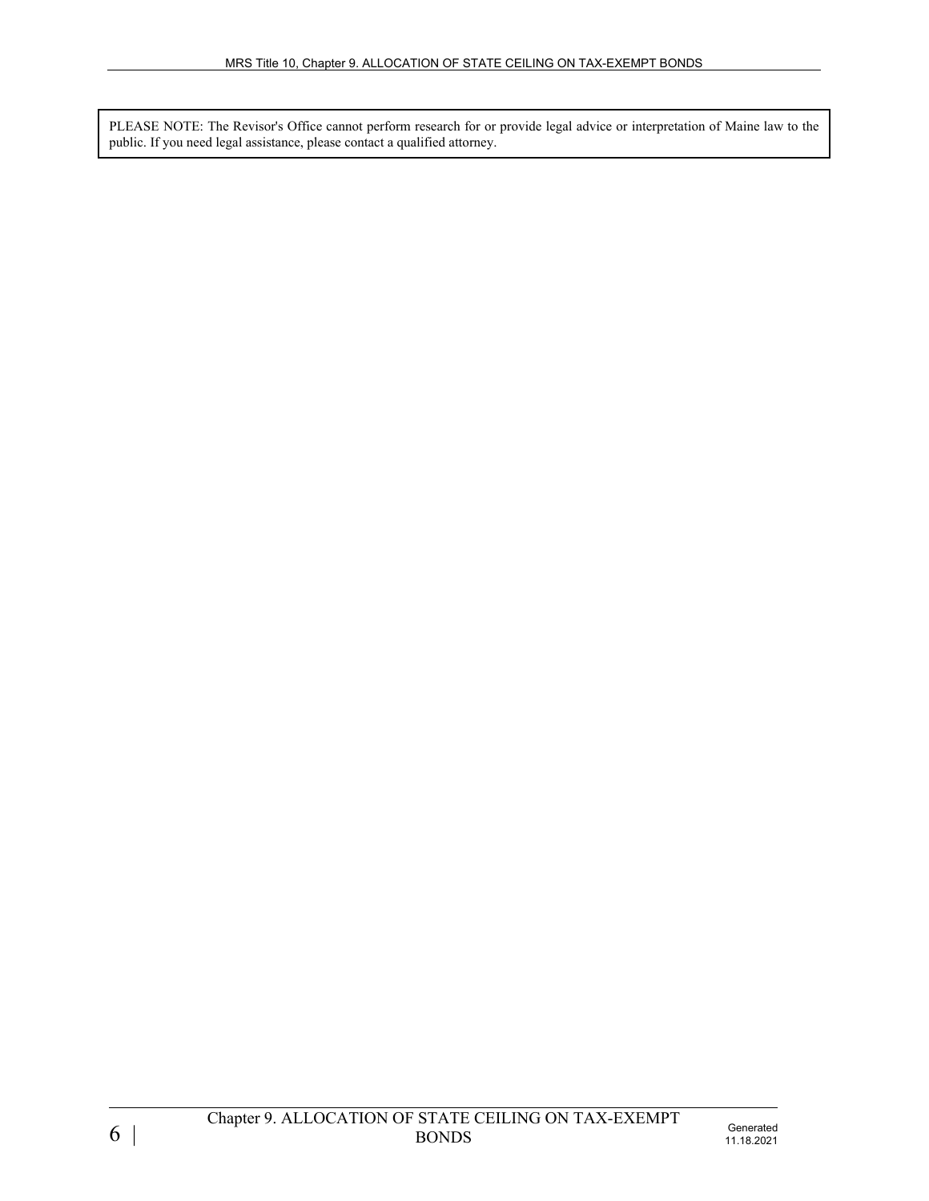PLEASE NOTE: The Revisor's Office cannot perform research for or provide legal advice or interpretation of Maine law to the public. If you need legal assistance, please contact a qualified attorney.